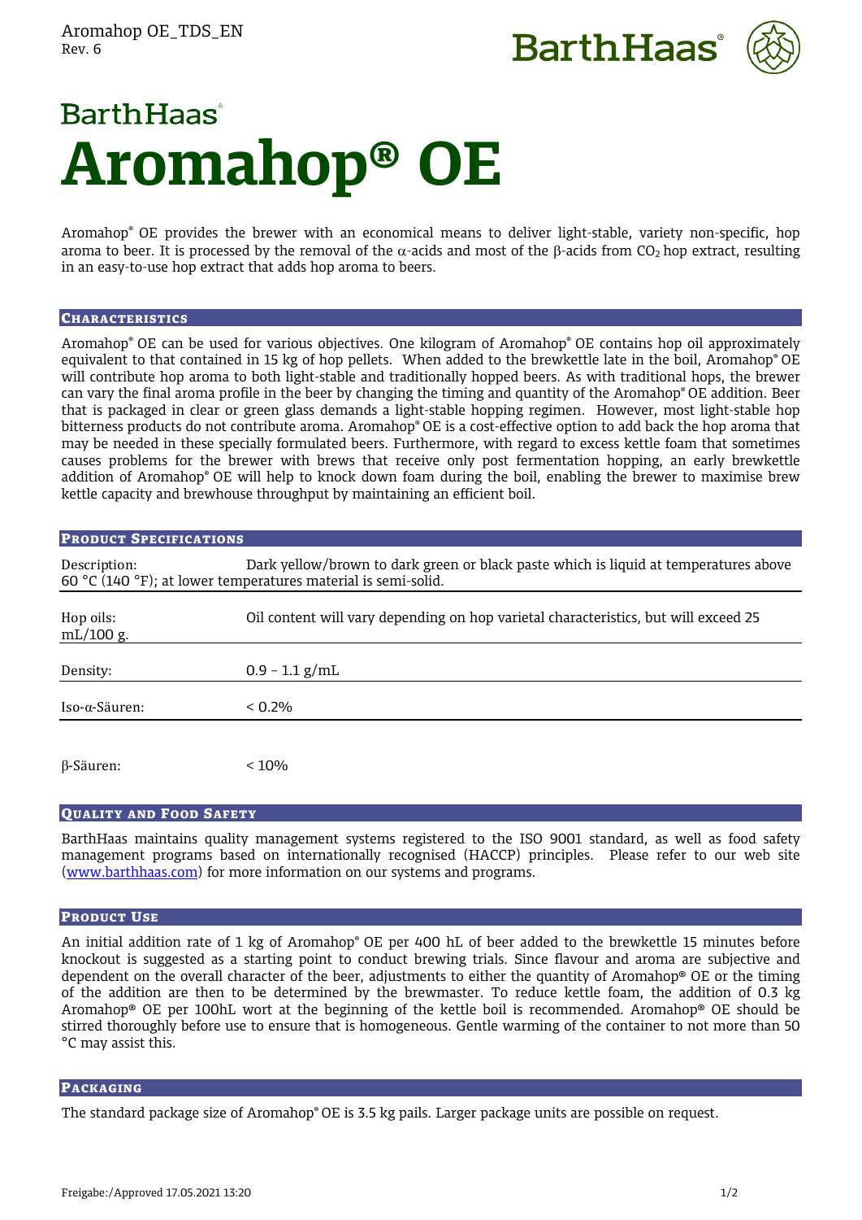Aromahop OE_TDS_EN
Rev. 6

BarthHaas

# BarthHaas Aromahop® OE

Aromahop® OE provides the brewer with an economical means to deliver light-stable, variety non-specific, hop aroma to beer. It is processed by the removal of the α-acids and most of the β-acids from $CO_2$ hop extract, resulting in an easy-to-use hop extract that adds hop aroma to beers.

## Characteristics

Aromahop® OE can be used for various objectives. One kilogram of Aromahop® OE contains hop oil approximately equivalent to that contained in 15 kg of hop pellets. When added to the brewkettle late in the boil, Aromahop® OE will contribute hop aroma to both light-stable and traditionally hopped beers. As with traditional hops, the brewer can vary the final aroma profile in the beer by changing the timing and quantity of the Aromahop® OE addition. Beer that is packaged in clear or green glass demands a light-stable hopping regimen. However, most light-stable hop bitterness products do not contribute aroma. Aromahop® OE is a cost-effective option to add back the hop aroma that may be needed in these specially formulated beers. Furthermore, with regard to excess kettle foam that sometimes causes problems for the brewer with brews that receive only post fermentation hopping, an early brewkettle addition of Aromahop® OE will help to knock down foam during the boil, enabling the brewer to maximise brew kettle capacity and brewhouse throughput by maintaining an efficient boil.

## Product Specifications

| | |
|---|---|
| Description: | Dark yellow/brown to dark green or black paste which is liquid at temperatures above 60 °C (140 °F); at lower temperatures material is semi-solid. |
| Hop oils: | Oil content will vary depending on hop varietal characteristics, but will exceed 25 mL/100 g. |
| Density: | 0.9 – 1.1 g/mL |
| Iso-α-Säuren: | < 0.2% |
| β-Säuren: | < 10% |

## Quality and Food Safety

BarthHaas maintains quality management systems registered to the ISO 9001 standard, as well as food safety management programs based on internationally recognised (HACCP) principles. Please refer to our web site (www.barthhaas.com) for more information on our systems and programs.

## Product Use

An initial addition rate of 1 kg of Aromahop® OE per 400 hL of beer added to the brewkettle 15 minutes before knockout is suggested as a starting point to conduct brewing trials. Since flavour and aroma are subjective and dependent on the overall character of the beer, adjustments to either the quantity of Aromahop® OE or the timing of the addition are then to be determined by the brewmaster. To reduce kettle foam, the addition of 0.3 kg Aromahop® OE per 100hL wort at the beginning of the kettle boil is recommended. Aromahop® OE should be stirred thoroughly before use to ensure that is homogeneous. Gentle warming of the container to not more than 50 °C may assist this.

## Packaging

The standard package size of Aromahop® OE is 3.5 kg pails. Larger package units are possible on request.

Freigabe:/Approved 17.05.2021 13:20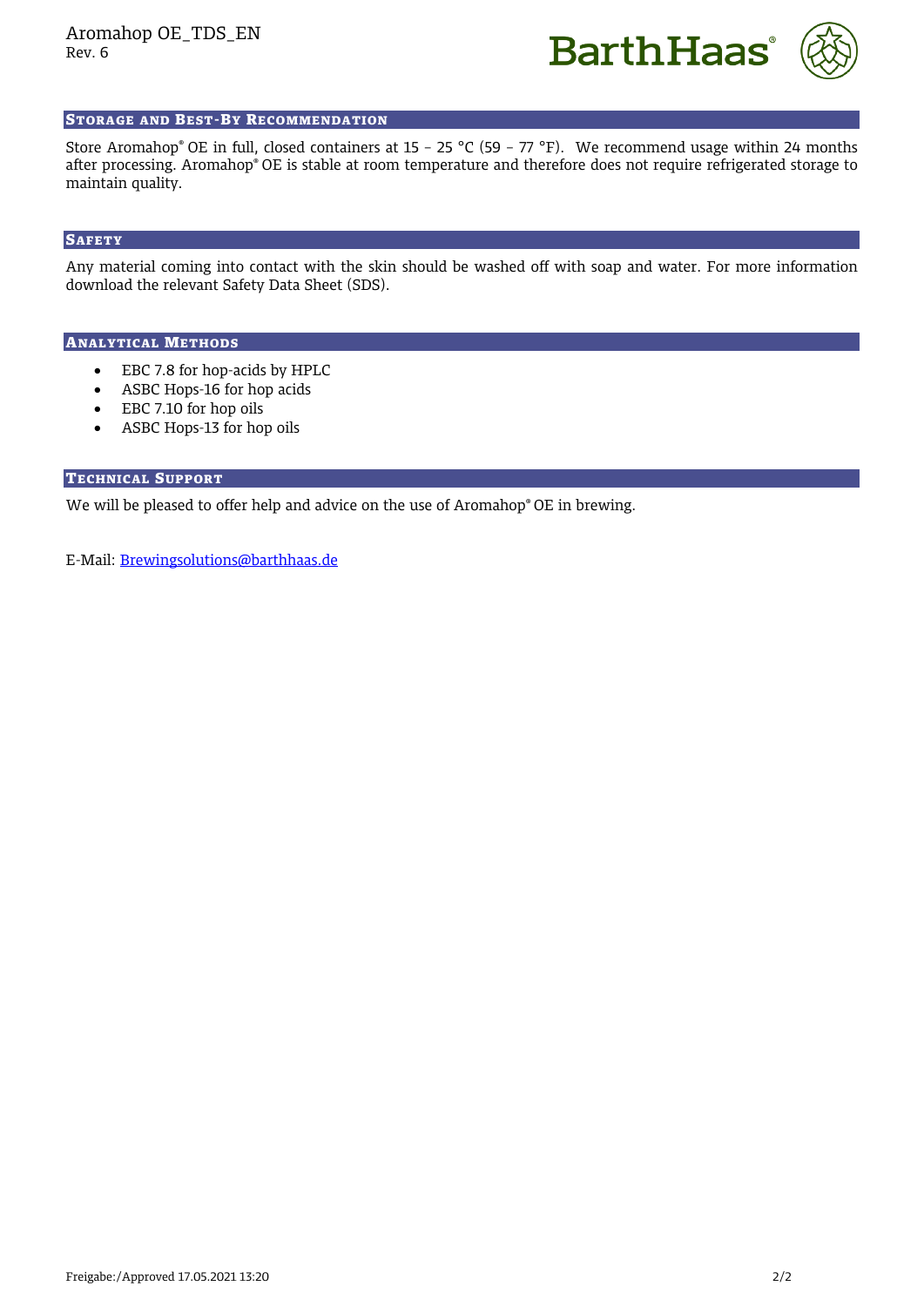## Storage and Best-By Recommendation

Store Aromahop® OE in full, closed containers at 15 – 25 °C (59 – 77 °F). We recommend usage within 24 months after processing. Aromahop® OE is stable at room temperature and therefore does not require refrigerated storage to maintain quality.

## Safety

Any material coming into contact with the skin should be washed off with soap and water. For more information download the relevant Safety Data Sheet (SDS).

## Analytical Methods

- EBC 7.8 for hop-acids by HPLC
- ASBC Hops-16 for hop acids
- EBC 7.10 for hop oils
- ASBC Hops-13 for hop oils

## Technical Support

We will be pleased to offer help and advice on the use of Aromahop® OE in brewing.

E-Mail: Brewingsolutions@barthhaas.de

Freigabe:/Approved 17.05.2021 13:20